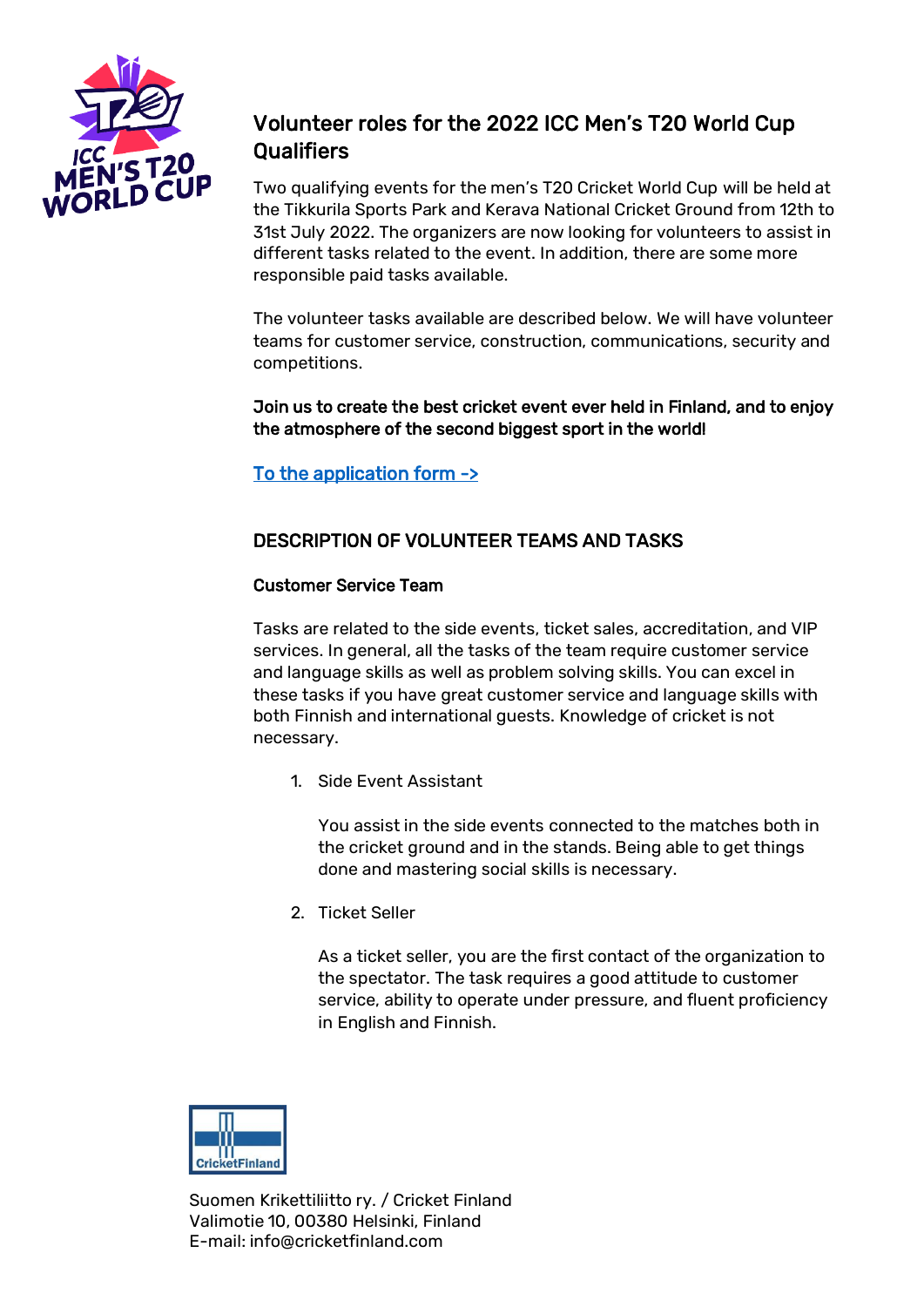# Volunteer roles for the 2022 ICC Men's T20 World Cup Qualifiers

Two qualifying events for the men's T20 Cricket World Cup will be held at the Tikkurila Sports Park and Kerava National Cricket Ground from 12th to 31st July 2022. The organizers are now looking for volunteers to assist in different tasks related to the event. In addition, there are some more responsible paid tasks available.

The volunteer tasks available are described below. We will have volunteer teams for customer service, construction, communications, security and competitions.

**Join us to create the best cricket event ever held in Finland, and to enjoy the atmosphere of the second biggest sport in the world!**

To the application form ->

## DESCRIPTION OF VOLUNTEER TEAMS AND TASKS

### Customer Service Team

Tasks are related to the side events, ticket sales, accreditation, and VIP services. In general, all the tasks of the team require customer service and language skills as well as problem solving skills. You can excel in these tasks if you have great customer service and language skills with both Finnish and international guests. Knowledge of cricket is not necessary.

1. Side Event Assistant

   You assist in the side events connected to the matches both in the cricket ground and in the stands. Being able to get things done and mastering social skills is necessary.

2. Ticket Seller

   As a ticket seller, you are the first contact of the organization to the spectator. The task requires a good attitude to customer service, ability to operate under pressure, and fluent proficiency in English and Finnish.

Suomen Krikettiliitto ry. / Cricket Finland
Valimotie 10, 00380 Helsinki, Finland
E-mail: info@cricketfinland.com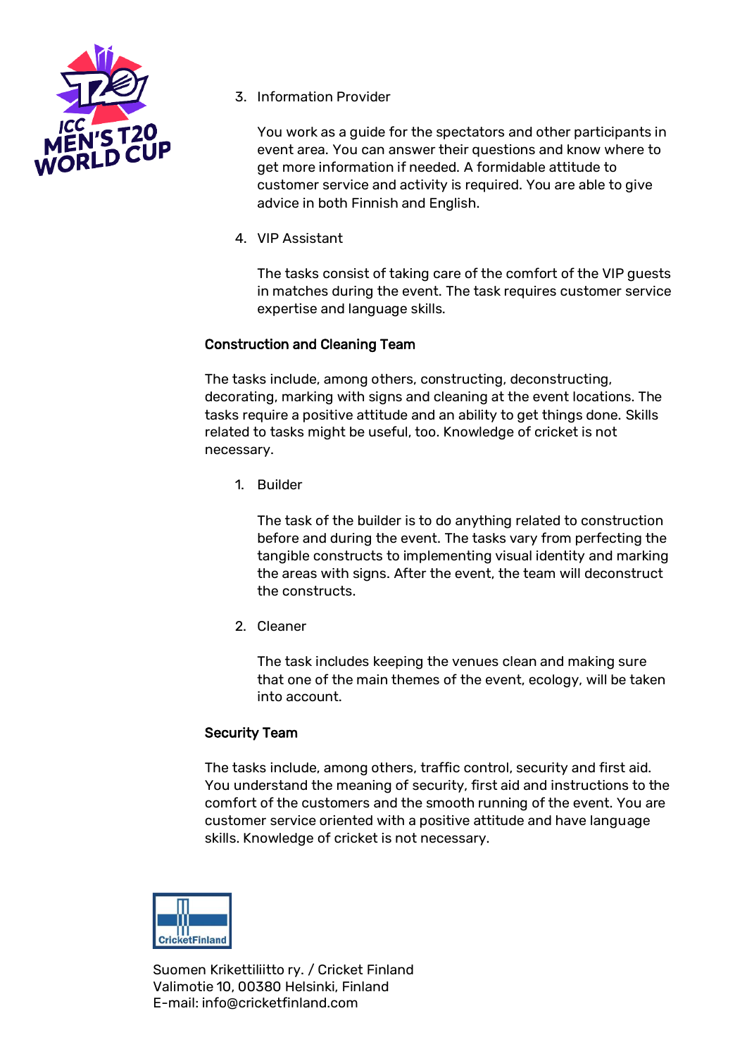3. Information Provider

   You work as a guide for the spectators and other participants in event area. You can answer their questions and know where to get more information if needed. A formidable attitude to customer service and activity is required. You are able to give advice in both Finnish and English.

4. VIP Assistant

   The tasks consist of taking care of the comfort of the VIP guests in matches during the event. The task requires customer service expertise and language skills.

**Construction and Cleaning Team**

The tasks include, among others, constructing, deconstructing, decorating, marking with signs and cleaning at the event locations. The tasks require a positive attitude and an ability to get things done. Skills related to tasks might be useful, too. Knowledge of cricket is not necessary.

1. Builder

   The task of the builder is to do anything related to construction before and during the event. The tasks vary from perfecting the tangible constructs to implementing visual identity and marking the areas with signs. After the event, the team will deconstruct the constructs.

2. Cleaner

   The task includes keeping the venues clean and making sure that one of the main themes of the event, ecology, will be taken into account.

**Security Team**

The tasks include, among others, traffic control, security and first aid. You understand the meaning of security, first aid and instructions to the comfort of the customers and the smooth running of the event. You are customer service oriented with a positive attitude and have language skills. Knowledge of cricket is not necessary.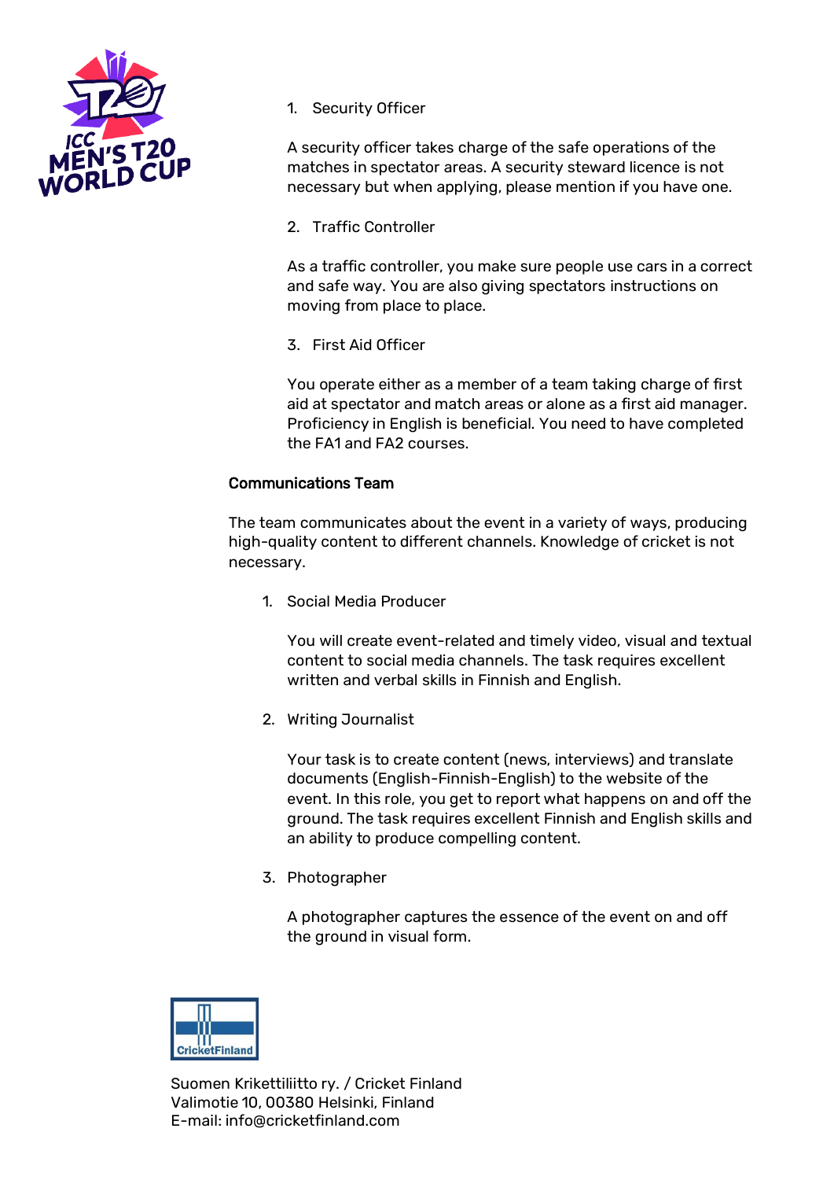1. Security Officer

   A security officer takes charge of the safe operations of the matches in spectator areas. A security steward licence is not necessary but when applying, please mention if you have one.

2. Traffic Controller

   As a traffic controller, you make sure people use cars in a correct and safe way. You are also giving spectators instructions on moving from place to place.

3. First Aid Officer

   You operate either as a member of a team taking charge of first aid at spectator and match areas or alone as a first aid manager. Proficiency in English is beneficial. You need to have completed the FA1 and FA2 courses.

**Communications Team**

The team communicates about the event in a variety of ways, producing high-quality content to different channels. Knowledge of cricket is not necessary.

1. Social Media Producer

   You will create event-related and timely video, visual and textual content to social media channels. The task requires excellent written and verbal skills in Finnish and English.

2. Writing Journalist

   Your task is to create content (news, interviews) and translate documents (English-Finnish-English) to the website of the event. In this role, you get to report what happens on and off the ground. The task requires excellent Finnish and English skills and an ability to produce compelling content.

3. Photographer

   A photographer captures the essence of the event on and off the ground in visual form.

Suomen Krikettiliitto ry. / Cricket Finland
Valimotie 10, 00380 Helsinki, Finland
E-mail: info@cricketfinland.com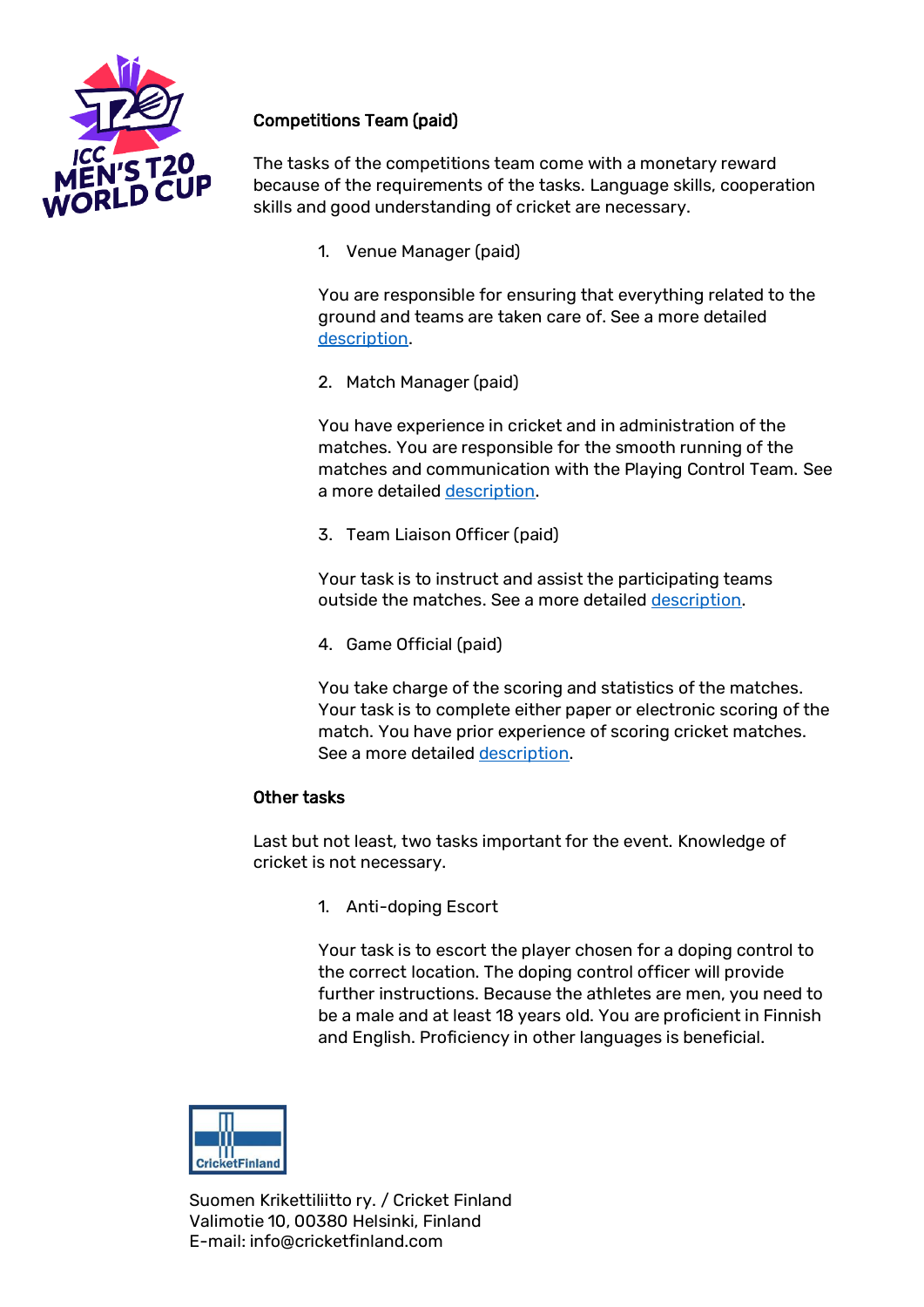**Competitions Team (paid)**

The tasks of the competitions team come with a monetary reward because of the requirements of the tasks. Language skills, cooperation skills and good understanding of cricket are necessary.

1. Venue Manager (paid)

   You are responsible for ensuring that everything related to the ground and teams are taken care of. See a more detailed description.

2. Match Manager (paid)

   You have experience in cricket and in administration of the matches. You are responsible for the smooth running of the matches and communication with the Playing Control Team. See a more detailed description.

3. Team Liaison Officer (paid)

   Your task is to instruct and assist the participating teams outside the matches. See a more detailed description.

4. Game Official (paid)

   You take charge of the scoring and statistics of the matches. Your task is to complete either paper or electronic scoring of the match. You have prior experience of scoring cricket matches. See a more detailed description.

**Other tasks**

Last but not least, two tasks important for the event. Knowledge of cricket is not necessary.

1. Anti-doping Escort

   Your task is to escort the player chosen for a doping control to the correct location. The doping control officer will provide further instructions. Because the athletes are men, you need to be a male and at least 18 years old. You are proficient in Finnish and English. Proficiency in other languages is beneficial.

Suomen Krikettiliitto ry. / Cricket Finland
Valimotie 10, 00380 Helsinki, Finland
E-mail: info@cricketfinland.com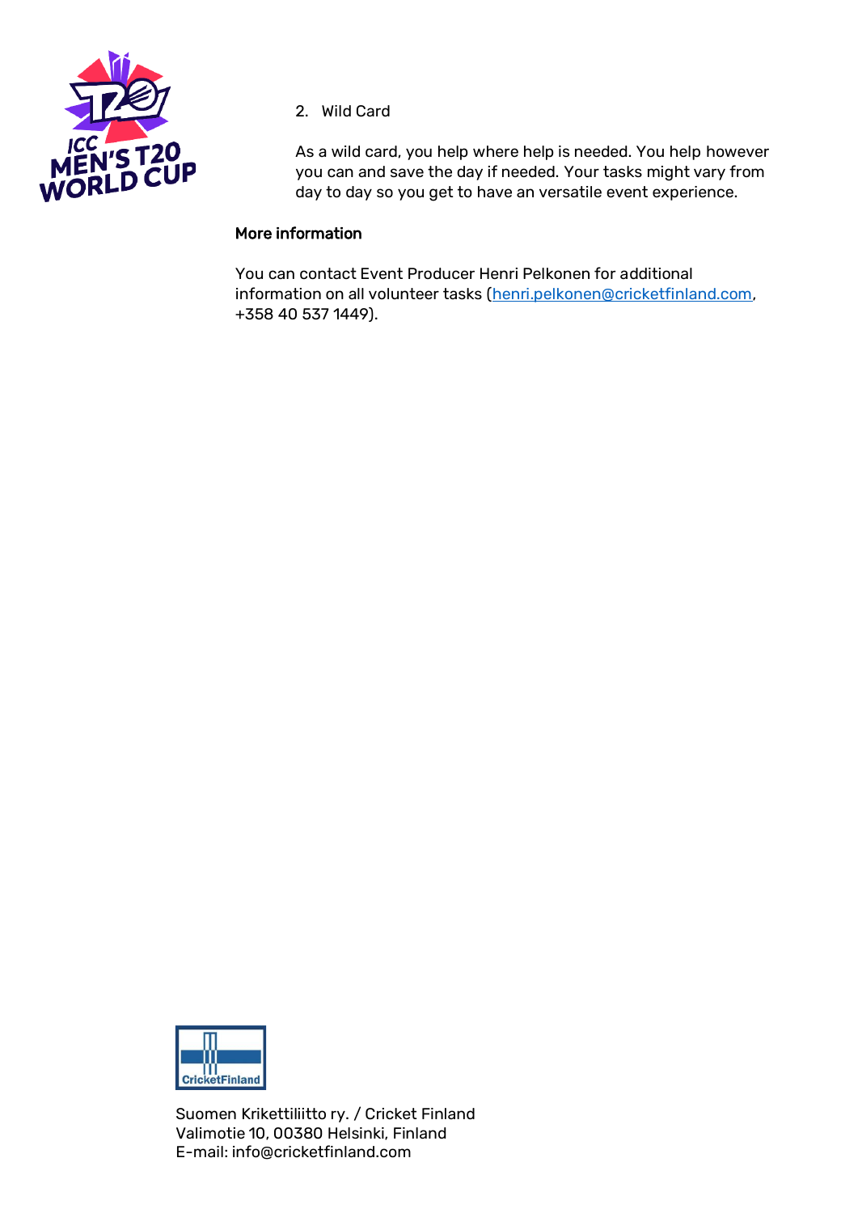2. Wild Card

   As a wild card, you help where help is needed. You help however you can and save the day if needed. Your tasks might vary from day to day so you get to have an versatile event experience.

**More information**

You can contact Event Producer Henri Pelkonen for additional information on all volunteer tasks (henri.pelkonen@cricketfinland.com, +358 40 537 1449).

Suomen Krikettiliitto ry. / Cricket Finland
Valimotie 10, 00380 Helsinki, Finland
E-mail: info@cricketfinland.com